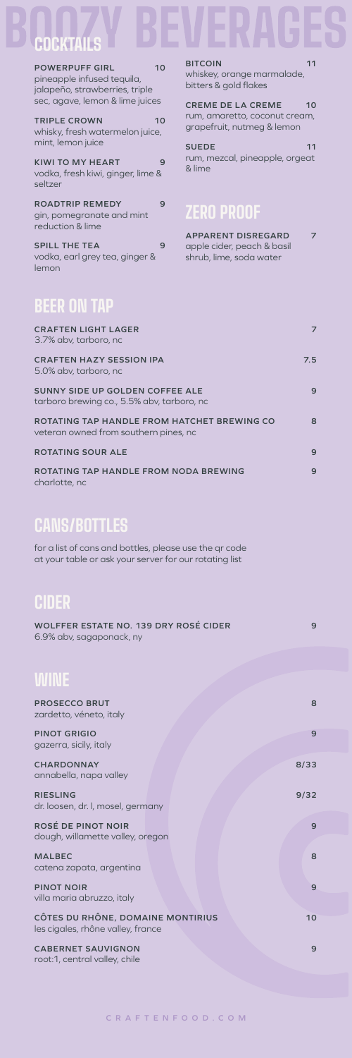# BOOZY BEVERAGES

## COCKTAILS

**POWERPUFF GIRL** 10
pineapple infused tequila, jalapeño, strawberries, triple sec, agave, lemon & lime juices

**TRIPLE CROWN** 10
whisky, fresh watermelon juice, mint, lemon juice

**KIWI TO MY HEART** 9
vodka, fresh kiwi, ginger, lime & seltzer

**ROADTRIP REMEDY** 9
gin, pomegranate and mint reduction & lime

**SPILL THE TEA** 9
vodka, earl grey tea, ginger & lemon

**BITCOIN** 11
whiskey, orange marmalade, bitters & gold flakes

**CREME DE LA CREME** 10
rum, amaretto, coconut cream, grapefruit, nutmeg & lemon

**SUEDE** 11
rum, mezcal, pineapple, orgeat & lime

## ZERO PROOF

**APPARENT DISREGARD** 7
apple cider, peach & basil shrub, lime, soda water

## BEER ON TAP

**CRAFTEN LIGHT LAGER** 7
3.7% abv, tarboro, nc

**CRAFTEN HAZY SESSION IPA** 7.5
5.0% abv, tarboro, nc

**SUNNY SIDE UP GOLDEN COFFEE ALE** 9
tarboro brewing co., 5.5% abv, tarboro, nc

**ROTATING TAP HANDLE FROM HATCHET BREWING CO** 8
veteran owned from southern pines, nc

**ROTATING SOUR ALE** 9

**ROTATING TAP HANDLE FROM NODA BREWING** 9
charlotte, nc

## CANS/BOTTLES

for a list of cans and bottles, please use the qr code at your table or ask your server for our rotating list

## CIDER

**WOLFFER ESTATE NO. 139 DRY ROSÉ CIDER** 9
6.9% abv, sagaponack, ny

## WINE

**PROSECCO BRUT** 8
zardetto, véneto, italy

**PINOT GRIGIO** 9
gazerra, sicily, italy

**CHARDONNAY** 8/33
annabella, napa valley

**RIESLING** 9/32
dr. loosen, dr. l, mosel, germany

**ROSÉ DE PINOT NOIR** 9
dough, willamette valley, oregon

**MALBEC** 8
catena zapata, argentina

**PINOT NOIR** 9
villa maria abruzzo, italy

**CÔTES DU RHÔNE, DOMAINE MONTIRIUS** 10
les cigales, rhône valley, france

**CABERNET SAUVIGNON** 9
root:1, central valley, chile

CRAFTENFOOD.COM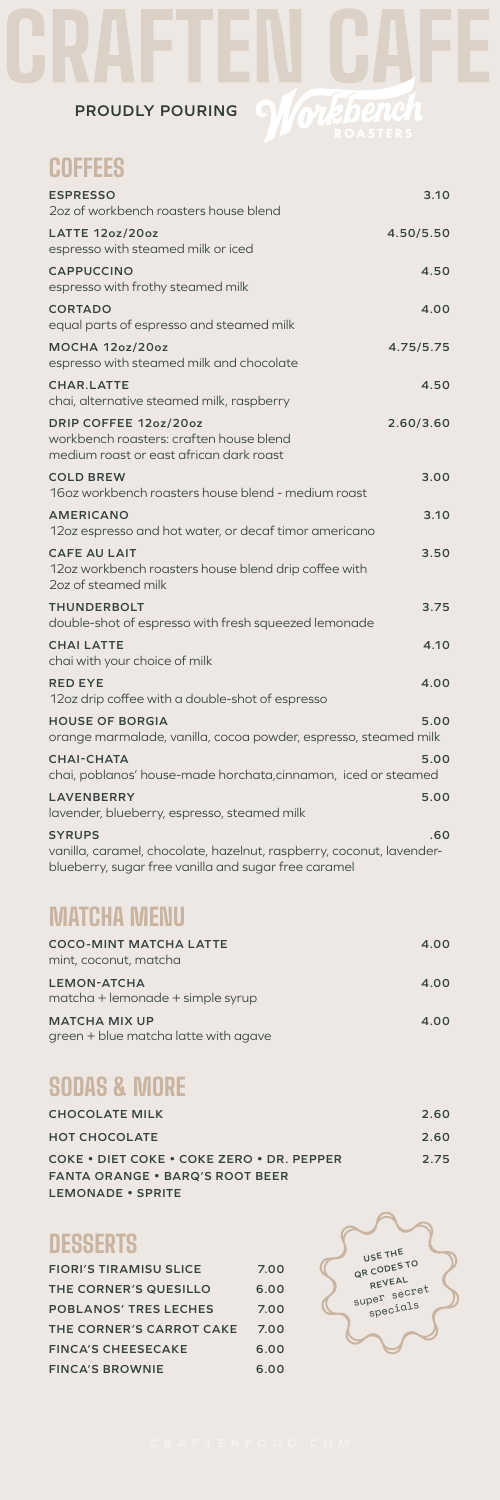# CRAFTEN CAFE

PROUDLY POURING Workbench ROASTERS

## COFFEES

| | |
|---|---|
| **ESPRESSO**<br>2oz of workbench roasters house blend | 3.10 |
| **LATTE 12oz/20oz**<br>espresso with steamed milk or iced | 4.50/5.50 |
| **CAPPUCCINO**<br>espresso with frothy steamed milk | 4.50 |
| **CORTADO**<br>equal parts of espresso and steamed milk | 4.00 |
| **MOCHA 12oz/20oz**<br>espresso with steamed milk and chocolate | 4.75/5.75 |
| **CHAR.LATTE**<br>chai, alternative steamed milk, raspberry | 4.50 |
| **DRIP COFFEE 12oz/20oz**<br>workbench roasters: craften house blend<br>medium roast or east african dark roast | 2.60/3.60 |
| **COLD BREW**<br>16oz workbench roasters house blend - medium roast | 3.00 |
| **AMERICANO**<br>12oz espresso and hot water, or decaf timor americano | 3.10 |
| **CAFE AU LAIT**<br>12oz workbench roasters house blend drip coffee with<br>2oz of steamed milk | 3.50 |
| **THUNDERBOLT**<br>double-shot of espresso with fresh squeezed lemonade | 3.75 |
| **CHAI LATTE**<br>chai with your choice of milk | 4.10 |
| **RED EYE**<br>12oz drip coffee with a double-shot of espresso | 4.00 |
| **HOUSE OF BORGIA**<br>orange marmalade, vanilla, cocoa powder, espresso, steamed milk | 5.00 |
| **CHAI-CHATA**<br>chai, poblanos' house-made horchata,cinnamon, iced or steamed | 5.00 |
| **LAVENBERRY**<br>lavender, blueberry, espresso, steamed milk | 5.00 |
| **SYRUPS**<br>vanilla, caramel, chocolate, hazelnut, raspberry, coconut, lavender-blueberry, sugar free vanilla and sugar free caramel | .60 |

## MATCHA MENU

| | |
|---|---|
| **COCO-MINT MATCHA LATTE**<br>mint, coconut, matcha | 4.00 |
| **LEMON-ATCHA**<br>matcha + lemonade + simple syrup | 4.00 |
| **MATCHA MIX UP**<br>green + blue matcha latte with agave | 4.00 |

## SODAS & MORE

| | |
|---|---|
| **CHOCOLATE MILK** | 2.60 |
| **HOT CHOCOLATE** | 2.60 |
| **COKE • DIET COKE • COKE ZERO • DR. PEPPER**<br>**FANTA ORANGE • BARQ'S ROOT BEER**<br>**LEMONADE • SPRITE** | 2.75 |

## DESSERTS

| | |
|---|---|
| **FIORI'S TIRAMISU SLICE** | 7.00 |
| **THE CORNER'S QUESILLO** | 6.00 |
| **POBLANOS' TRES LECHES** | 7.00 |
| **THE CORNER'S CARROT CAKE** | 7.00 |
| **FINCA'S CHEESECAKE** | 6.00 |
| **FINCA'S BROWNIE** | 6.00 |

USE THE QR CODES TO REVEAL super secret specials

CRAFTENFOOD.COM